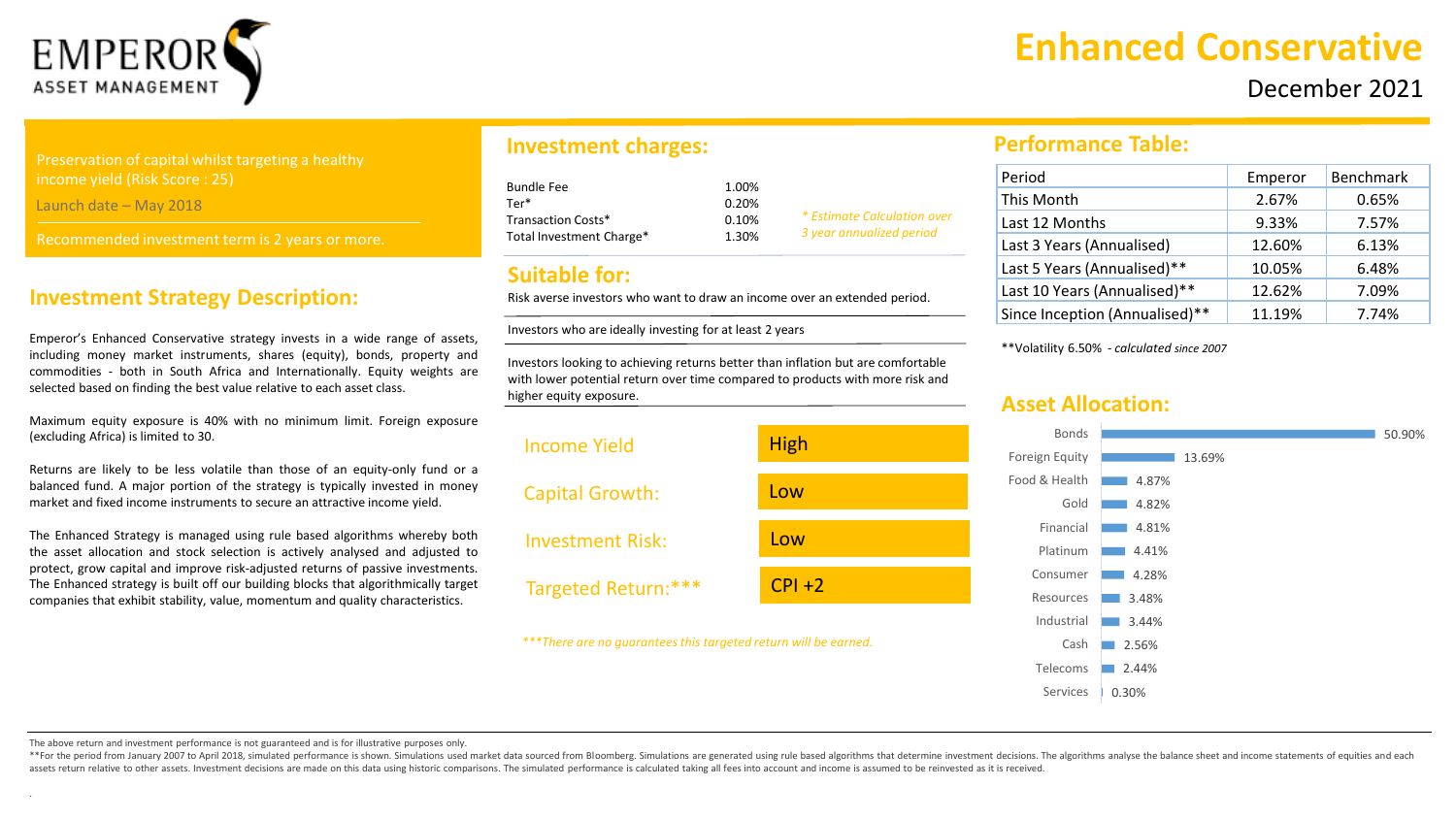EMPEROR ASSET MANAGEMENT

# Enhanced Conservative

December 2021

Preservation of capital whilst targeting a healthy income yield (Risk Score : 25)

Launch date – May 2018

Recommended investment term is 2 years or more.

## Investment Strategy Description:

Emperor's Enhanced Conservative strategy invests in a wide range of assets, including money market instruments, shares (equity), bonds, property and commodities - both in South Africa and Internationally. Equity weights are selected based on finding the best value relative to each asset class.

Maximum equity exposure is 40% with no minimum limit. Foreign exposure (excluding Africa) is limited to 30.

Returns are likely to be less volatile than those of an equity-only fund or a balanced fund. A major portion of the strategy is typically invested in money market and fixed income instruments to secure an attractive income yield.

The Enhanced Strategy is managed using rule based algorithms whereby both the asset allocation and stock selection is actively analysed and adjusted to protect, grow capital and improve risk-adjusted returns of passive investments. The Enhanced strategy is built off our building blocks that algorithmically target companies that exhibit stability, value, momentum and quality characteristics.

## Investment charges:

| Charge | Rate |
|---|---|
| Bundle Fee | 1.00% |
| Ter* | 0.20% |
| Transaction Costs* | 0.10% |
| Total Investment Charge* | 1.30% |

*\* Estimate Calculation over 3 year annualized period*

## Suitable for:

Risk averse investors who want to draw an income over an extended period.

Investors who are ideally investing for at least 2 years

Investors looking to achieving returns better than inflation but are comfortable with lower potential return over time compared to products with more risk and higher equity exposure.

| | |
|---|---|
| Income Yield | High |
| Capital Growth: | Low |
| Investment Risk: | Low |
| Targeted Return:*** | CPI +2 |

****There are no guarantees this targeted return will be earned.*

## Performance Table:

| Period | Emperor | Benchmark |
|---|---|---|
| This Month | 2.67% | 0.65% |
| Last 12 Months | 9.33% | 7.57% |
| Last 3 Years (Annualised) | 12.60% | 6.13% |
| Last 5 Years (Annualised)** | 10.05% | 6.48% |
| Last 10 Years (Annualised)** | 12.62% | 7.09% |
| Since Inception (Annualised)** | 11.19% | 7.74% |

**Volatility 6.50% - *calculated since 2007*

## Asset Allocation:

| Asset | Allocation |
|---|---|
| Bonds | 50.90% |
| Foreign Equity | 13.69% |
| Food & Health | 4.87% |
| Gold | 4.82% |
| Financial | 4.81% |
| Platinum | 4.41% |
| Consumer | 4.28% |
| Resources | 3.48% |
| Industrial | 3.44% |
| Cash | 2.56% |
| Telecoms | 2.44% |
| Services | 0.30% |

The above return and investment performance is not guaranteed and is for illustrative purposes only.

**For the period from January 2007 to April 2018, simulated performance is shown. Simulations used market data sourced from Bloomberg. Simulations are generated using rule based algorithms that determine investment decisions. The algorithms analyse the balance sheet and income statements of equities and each assets return relative to other assets. Investment decisions are made on this data using historic comparisons. The simulated performance is calculated taking all fees into account and income is assumed to be reinvested as it is received.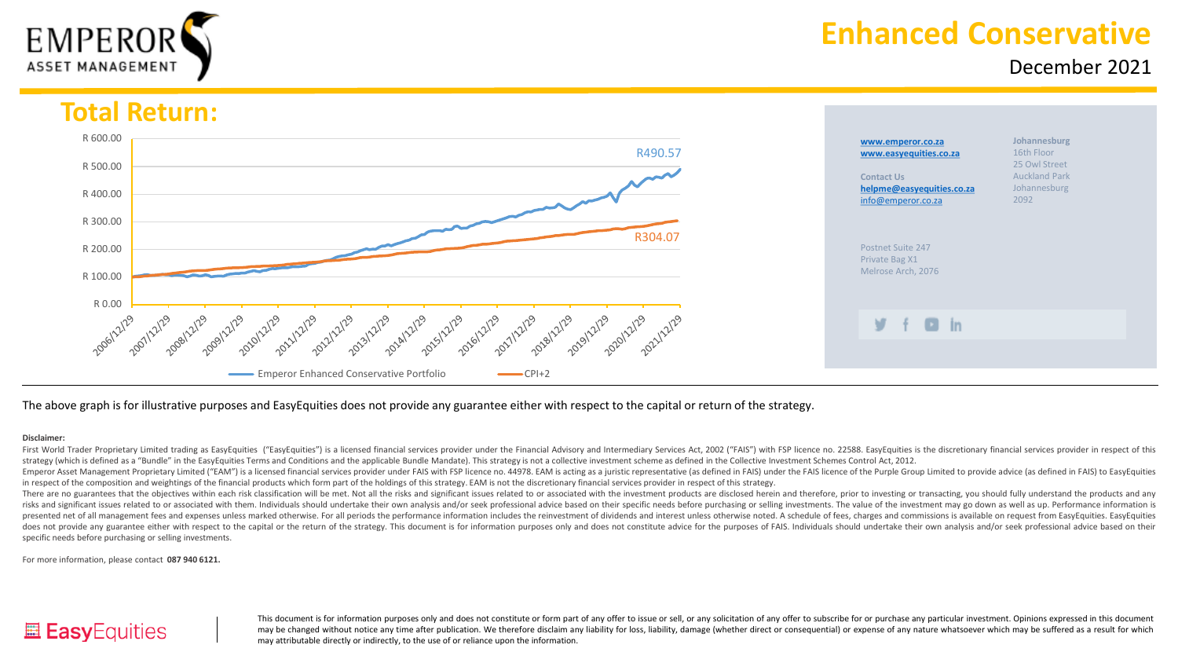# Enhanced Conservative

December 2021

## Total Return:

R 600.00
R 500.00
R 400.00
R 300.00
R 200.00
R 100.00
R 0.00

2006/12/29
2007/12/29
2008/12/29
2009/12/29
2010/12/29
2011/12/29
2012/12/29
2013/12/29
2014/12/29
2015/12/29
2016/12/29
2017/12/29
2018/12/29
2019/12/29
2020/12/29
2021/12/29

R490.57

R304.07

Emperor Enhanced Conservative Portfolio

CPI+2

www.emperor.co.za
www.easyequities.co.za

Contact Us
helpme@easyequities.co.za
info@emperor.co.za

Postnet Suite 247
Private Bag X1
Melrose Arch, 2076

**Johannesburg**
16th Floor
25 Owl Street
Auckland Park
Johannesburg
2092

The above graph is for illustrative purposes and EasyEquities does not provide any guarantee either with respect to the capital or return of the strategy.

**Disclaimer:**

First World Trader Proprietary Limited trading as EasyEquities ("EasyEquities") is a licensed financial services provider under the Financial Advisory and Intermediary Services Act, 2002 ("FAIS") with FSP licence no. 22588. EasyEquities is the discretionary financial services provider in respect of this strategy (which is defined as a "Bundle" in the EasyEquities Terms and Conditions and the applicable Bundle Mandate). This strategy is not a collective investment scheme as defined in the Collective Investment Schemes Control Act, 2012.

Emperor Asset Management Proprietary Limited ("EAM") is a licensed financial services provider under FAIS with FSP licence no. 44978. EAM is acting as a juristic representative (as defined in FAIS) under the FAIS licence of the Purple Group Limited to provide advice (as defined in FAIS) to EasyEquities in respect of the composition and weightings of the financial products which form part of the holdings of this strategy. EAM is not the discretionary financial services provider in respect of this strategy.

There are no guarantees that the objectives within each risk classification will be met. Not all the risks and significant issues related to or associated with the investment products are disclosed herein and therefore, prior to investing or transacting, you should fully understand the products and any risks and significant issues related to or associated with them. Individuals should undertake their own analysis and/or seek professional advice based on their specific needs before purchasing or selling investments. The value of the investment may go down as well as up. Performance information is presented net of all management fees and expenses unless marked otherwise. For all periods the performance information includes the reinvestment of dividends and interest unless otherwise noted. A schedule of fees, charges and commissions is available on request from EasyEquities. EasyEquities does not provide any guarantee either with respect to the capital or the return of the strategy. This document is for information purposes only and does not constitute advice for the purposes of FAIS. Individuals should undertake their own analysis and/or seek professional advice based on their specific needs before purchasing or selling investments.

For more information, please contact **087 940 6121.**

This document is for information purposes only and does not constitute or form part of any offer to issue or sell, or any solicitation of any offer to subscribe for or purchase any particular investment. Opinions expressed in this document may be changed without notice any time after publication. We therefore disclaim any liability for loss, liability, damage (whether direct or consequential) or expense of any nature whatsoever which may be suffered as a result for which may attributable directly or indirectly, to the use of or reliance upon the information.